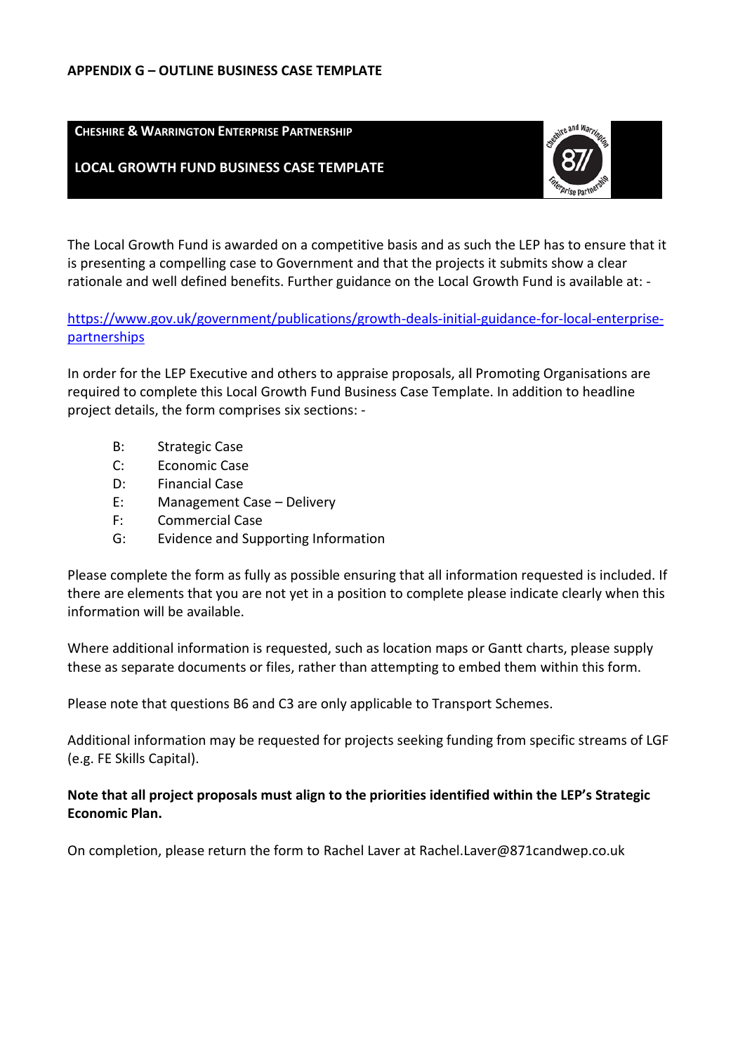**APPENDIX G – OUTLINE BUSINESS CASE TEMPLATE**

**CHESHIRE & WARRINGTON ENTERPRISE PARTNERSHIP**

**LOCAL GROWTH FUND BUSINESS CASE TEMPLATE**

The Local Growth Fund is awarded on a competitive basis and as such the LEP has to ensure that it is presenting a compelling case to Government and that the projects it submits show a clear rationale and well defined benefits. Further guidance on the Local Growth Fund is available at: -

https://www.gov.uk/government/publications/growth-deals-initial-guidance-for-local-enterprise-partnerships

In order for the LEP Executive and others to appraise proposals, all Promoting Organisations are required to complete this Local Growth Fund Business Case Template. In addition to headline project details, the form comprises six sections: -

- B: Strategic Case
- C: Economic Case
- D: Financial Case
- E: Management Case – Delivery
- F: Commercial Case
- G: Evidence and Supporting Information

Please complete the form as fully as possible ensuring that all information requested is included. If there are elements that you are not yet in a position to complete please indicate clearly when this information will be available.

Where additional information is requested, such as location maps or Gantt charts, please supply these as separate documents or files, rather than attempting to embed them within this form.

Please note that questions B6 and C3 are only applicable to Transport Schemes.

Additional information may be requested for projects seeking funding from specific streams of LGF (e.g. FE Skills Capital).

**Note that all project proposals must align to the priorities identified within the LEP's Strategic Economic Plan.**

On completion, please return the form to Rachel Laver at Rachel.Laver@871candwep.co.uk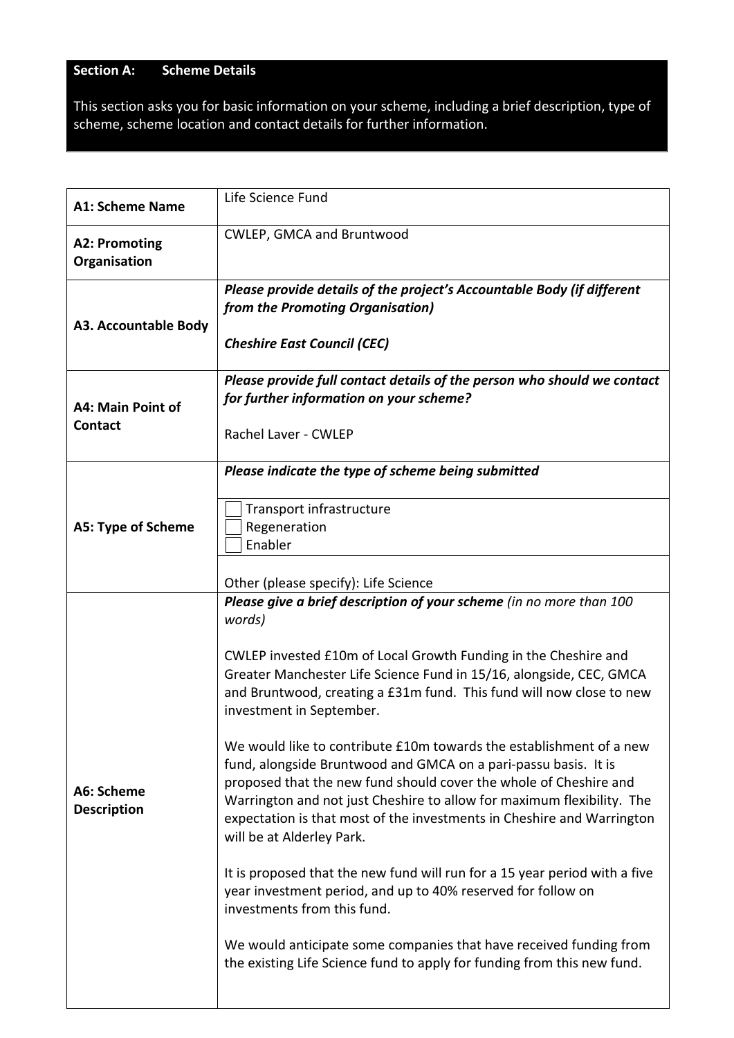## Section A: Scheme Details

This section asks you for basic information on your scheme, including a brief description, type of scheme, scheme location and contact details for further information.

| | |
|---|---|
| **A1: Scheme Name** | Life Science Fund |
| **A2: Promoting Organisation** | CWLEP, GMCA and Bruntwood |
| **A3. Accountable Body** | ***Please provide details of the project's Accountable Body (if different from the Promoting Organisation)***<br><br>***Cheshire East Council (CEC)*** |
| **A4: Main Point of Contact** | ***Please provide full contact details of the person who should we contact for further information on your scheme?***<br><br>Rachel Laver - CWLEP |
| **A5: Type of Scheme** | ***Please indicate the type of scheme being submitted***<br><br>☐ Transport infrastructure<br>☐ Regeneration<br>☐ Enabler<br><br>Other (please specify): Life Science |
| **A6: Scheme Description** | ***Please give a brief description of your scheme*** *(in no more than 100 words)*<br><br>CWLEP invested £10m of Local Growth Funding in the Cheshire and Greater Manchester Life Science Fund in 15/16, alongside, CEC, GMCA and Bruntwood, creating a £31m fund. This fund will now close to new investment in September.<br><br>We would like to contribute £10m towards the establishment of a new fund, alongside Bruntwood and GMCA on a pari-passu basis. It is proposed that the new fund should cover the whole of Cheshire and Warrington and not just Cheshire to allow for maximum flexibility. The expectation is that most of the investments in Cheshire and Warrington will be at Alderley Park.<br><br>It is proposed that the new fund will run for a 15 year period with a five year investment period, and up to 40% reserved for follow on investments from this fund.<br><br>We would anticipate some companies that have received funding from the existing Life Science fund to apply for funding from this new fund. |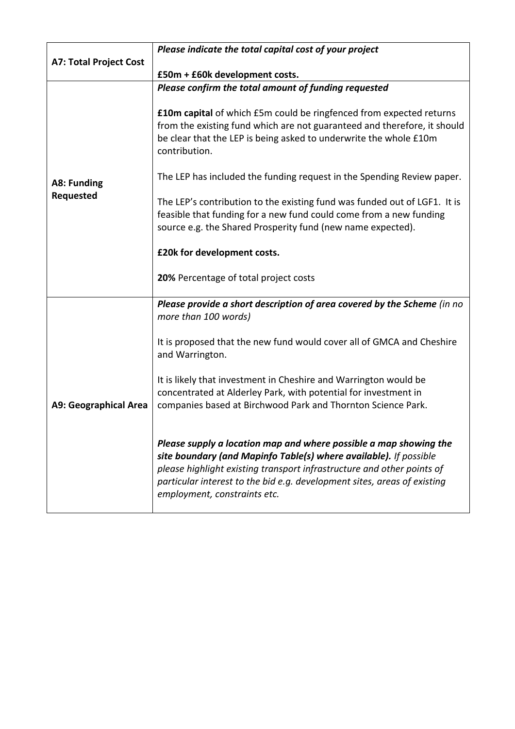| | |
|---|---|
| **A7: Total Project Cost** | ***Please indicate the total capital cost of your project***<br><br>**£50m + £60k development costs.** |
| **A8: Funding Requested** | ***Please confirm the total amount of funding requested***<br><br>**£10m capital** of which £5m could be ringfenced from expected returns from the existing fund which are not guaranteed and therefore, it should be clear that the LEP is being asked to underwrite the whole £10m contribution.<br><br>The LEP has included the funding request in the Spending Review paper.<br><br>The LEP's contribution to the existing fund was funded out of LGF1. It is feasible that funding for a new fund could come from a new funding source e.g. the Shared Prosperity fund (new name expected).<br><br>**£20k for development costs.**<br><br>**20%** Percentage of total project costs |
| **A9: Geographical Area** | ***Please provide a short description of area covered by the Scheme*** *(in no more than 100 words)*<br><br>It is proposed that the new fund would cover all of GMCA and Cheshire and Warrington.<br><br>It is likely that investment in Cheshire and Warrington would be concentrated at Alderley Park, with potential for investment in companies based at Birchwood Park and Thornton Science Park.<br><br>***Please supply a location map and where possible a map showing the site boundary (and Mapinfo Table(s) where available).*** *If possible please highlight existing transport infrastructure and other points of particular interest to the bid e.g. development sites, areas of existing employment, constraints etc.* |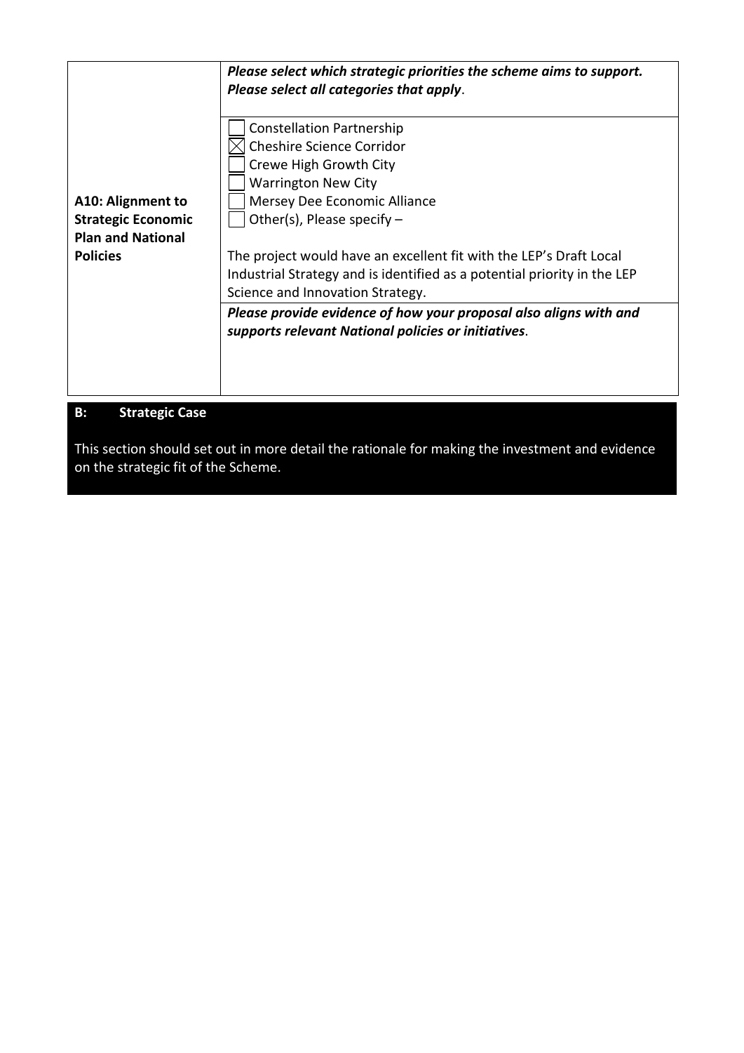| A10: Alignment to Strategic Economic Plan and National Policies | ***Please select which strategic priorities the scheme aims to support. Please select all categories that apply*.** |
|---|---|
| | ☐ Constellation Partnership<br>☒ Cheshire Science Corridor<br>☐ Crewe High Growth City<br>☐ Warrington New City<br>☐ Mersey Dee Economic Alliance<br>☐ Other(s), Please specify –<br><br>The project would have an excellent fit with the LEP's Draft Local Industrial Strategy and is identified as a potential priority in the LEP Science and Innovation Strategy. |
| | ***Please provide evidence of how your proposal also aligns with and supports relevant National policies or initiatives*.** |

## B: Strategic Case

This section should set out in more detail the rationale for making the investment and evidence on the strategic fit of the Scheme.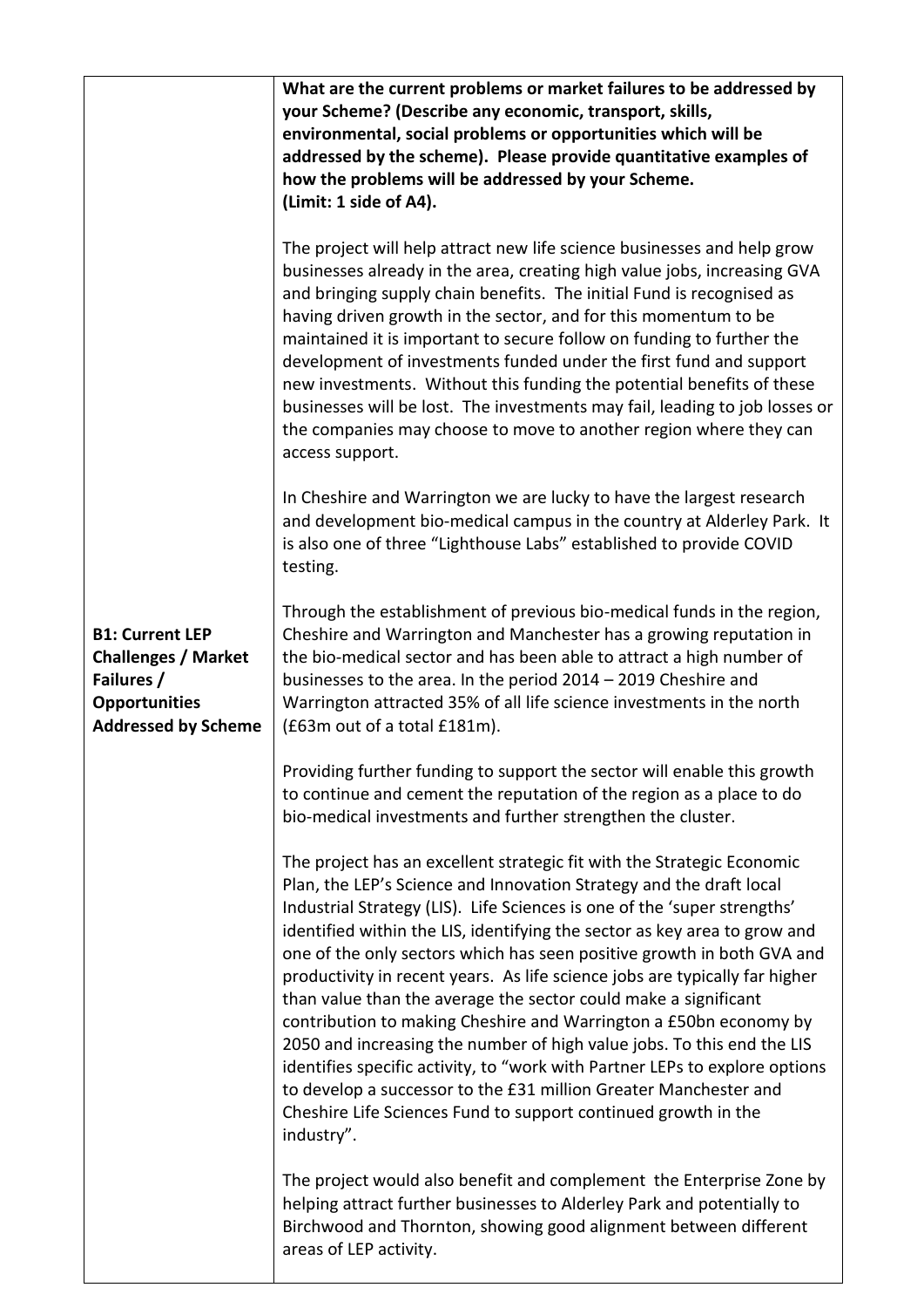| | |
|---|---|
| **B1: Current LEP Challenges / Market Failures / Opportunities Addressed by Scheme** | **What are the current problems or market failures to be addressed by your Scheme? (Describe any economic, transport, skills, environmental, social problems or opportunities which will be addressed by the scheme). Please provide quantitative examples of how the problems will be addressed by your Scheme. (Limit: 1 side of A4).**<br><br>The project will help attract new life science businesses and help grow businesses already in the area, creating high value jobs, increasing GVA and bringing supply chain benefits. The initial Fund is recognised as having driven growth in the sector, and for this momentum to be maintained it is important to secure follow on funding to further the development of investments funded under the first fund and support new investments. Without this funding the potential benefits of these businesses will be lost. The investments may fail, leading to job losses or the companies may choose to move to another region where they can access support.<br><br>In Cheshire and Warrington we are lucky to have the largest research and development bio-medical campus in the country at Alderley Park. It is also one of three "Lighthouse Labs" established to provide COVID testing.<br><br>Through the establishment of previous bio-medical funds in the region, Cheshire and Warrington and Manchester has a growing reputation in the bio-medical sector and has been able to attract a high number of businesses to the area. In the period 2014 – 2019 Cheshire and Warrington attracted 35% of all life science investments in the north (£63m out of a total £181m).<br><br>Providing further funding to support the sector will enable this growth to continue and cement the reputation of the region as a place to do bio-medical investments and further strengthen the cluster.<br><br>The project has an excellent strategic fit with the Strategic Economic Plan, the LEP's Science and Innovation Strategy and the draft local Industrial Strategy (LIS). Life Sciences is one of the 'super strengths' identified within the LIS, identifying the sector as key area to grow and one of the only sectors which has seen positive growth in both GVA and productivity in recent years. As life science jobs are typically far higher than value than the average the sector could make a significant contribution to making Cheshire and Warrington a £50bn economy by 2050 and increasing the number of high value jobs. To this end the LIS identifies specific activity, to "work with Partner LEPs to explore options to develop a successor to the £31 million Greater Manchester and Cheshire Life Sciences Fund to support continued growth in the industry".<br><br>The project would also benefit and complement the Enterprise Zone by helping attract further businesses to Alderley Park and potentially to Birchwood and Thornton, showing good alignment between different areas of LEP activity. |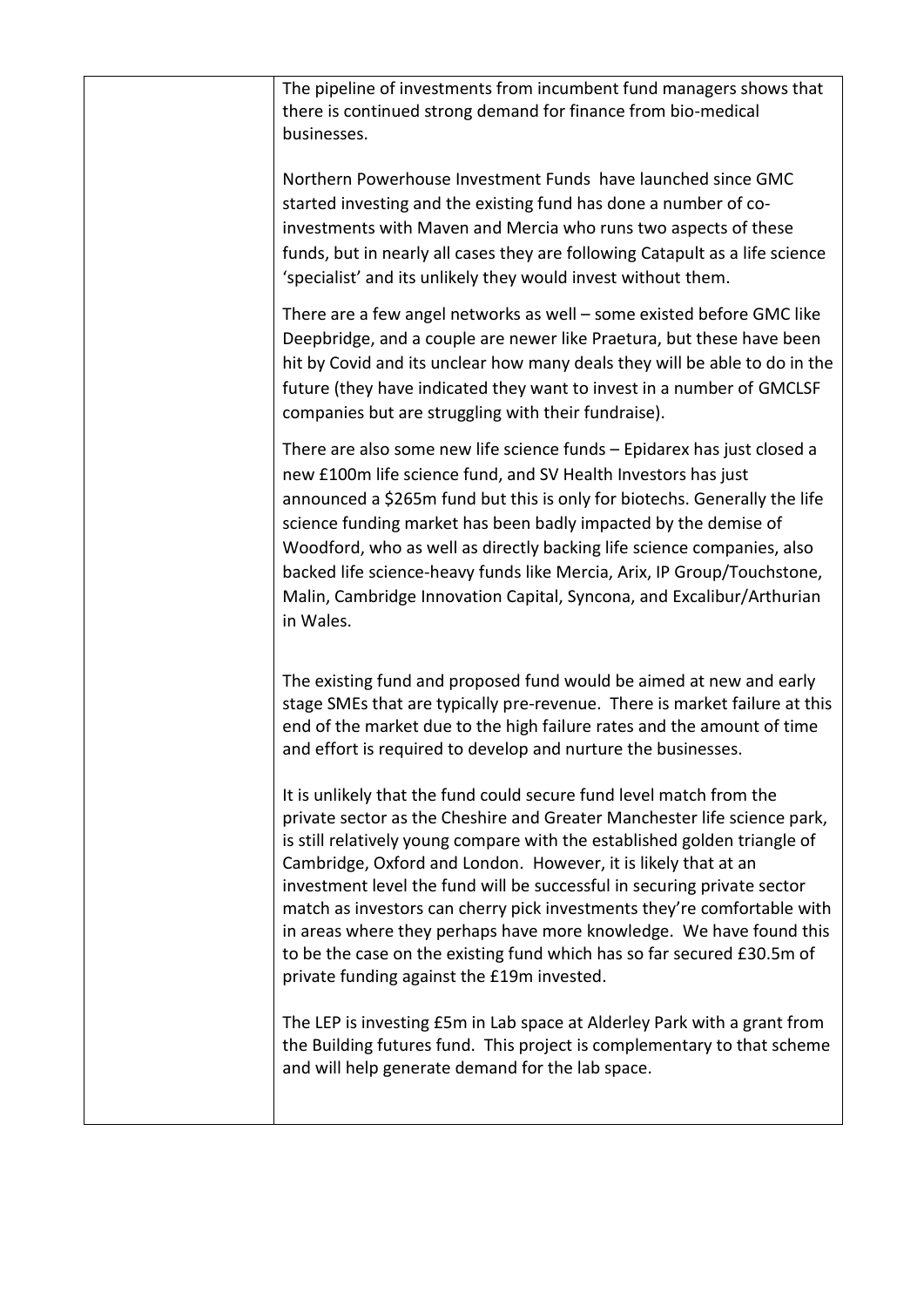| | |
|---|---|
| | The pipeline of investments from incumbent fund managers shows that there is continued strong demand for finance from bio-medical businesses.<br><br>Northern Powerhouse Investment Funds have launched since GMC started investing and the existing fund has done a number of co-investments with Maven and Mercia who runs two aspects of these funds, but in nearly all cases they are following Catapult as a life science 'specialist' and its unlikely they would invest without them.<br><br>There are a few angel networks as well – some existed before GMC like Deepbridge, and a couple are newer like Praetura, but these have been hit by Covid and its unclear how many deals they will be able to do in the future (they have indicated they want to invest in a number of GMCLSF companies but are struggling with their fundraise).<br><br>There are also some new life science funds – Epidarex has just closed a new £100m life science fund, and SV Health Investors has just announced a $265m fund but this is only for biotechs. Generally the life science funding market has been badly impacted by the demise of Woodford, who as well as directly backing life science companies, also backed life science-heavy funds like Mercia, Arix, IP Group/Touchstone, Malin, Cambridge Innovation Capital, Syncona, and Excalibur/Arthurian in Wales.<br><br>The existing fund and proposed fund would be aimed at new and early stage SMEs that are typically pre-revenue. There is market failure at this end of the market due to the high failure rates and the amount of time and effort is required to develop and nurture the businesses.<br><br>It is unlikely that the fund could secure fund level match from the private sector as the Cheshire and Greater Manchester life science park, is still relatively young compare with the established golden triangle of Cambridge, Oxford and London. However, it is likely that at an investment level the fund will be successful in securing private sector match as investors can cherry pick investments they're comfortable with in areas where they perhaps have more knowledge. We have found this to be the case on the existing fund which has so far secured £30.5m of private funding against the £19m invested.<br><br>The LEP is investing £5m in Lab space at Alderley Park with a grant from the Building futures fund. This project is complementary to that scheme and will help generate demand for the lab space. |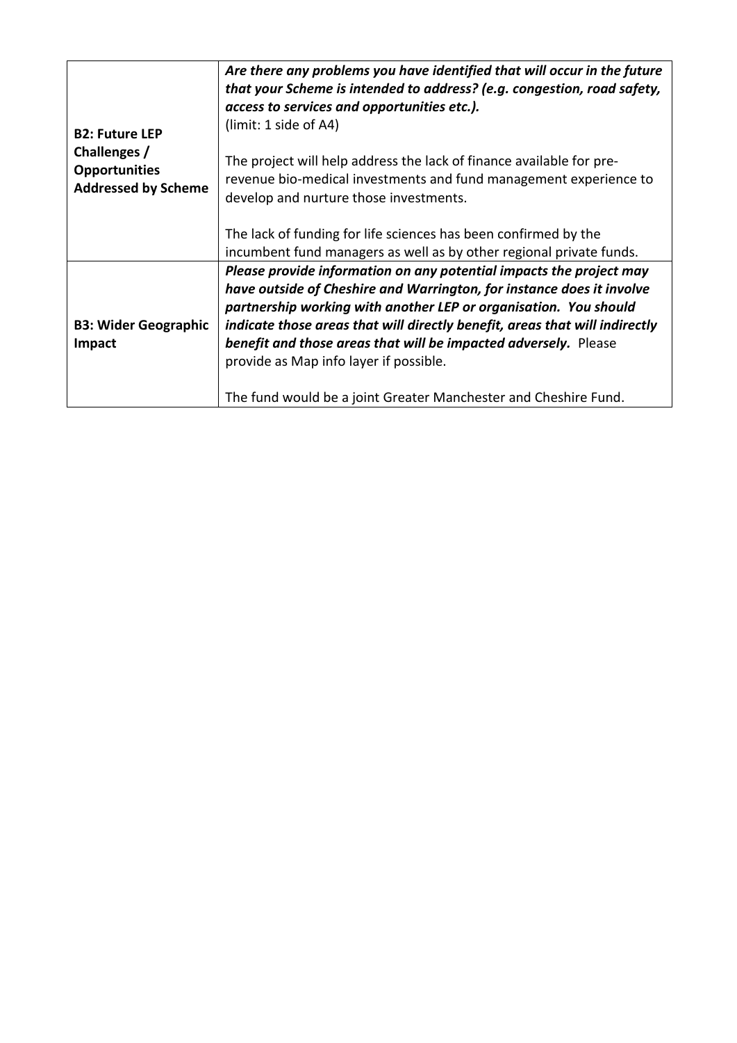| | |
|---|---|
| **B2: Future LEP Challenges / Opportunities Addressed by Scheme** | ***Are there any problems you have identified that will occur in the future that your Scheme is intended to address? (e.g. congestion, road safety, access to services and opportunities etc.).*** (limit: 1 side of A4)<br><br>The project will help address the lack of finance available for pre-revenue bio-medical investments and fund management experience to develop and nurture those investments.<br><br>The lack of funding for life sciences has been confirmed by the incumbent fund managers as well as by other regional private funds. |
| **B3: Wider Geographic Impact** | ***Please provide information on any potential impacts the project may have outside of Cheshire and Warrington, for instance does it involve partnership working with another LEP or organisation. You should indicate those areas that will directly benefit, areas that will indirectly benefit and those areas that will be impacted adversely.*** Please provide as Map info layer if possible.<br><br>The fund would be a joint Greater Manchester and Cheshire Fund. |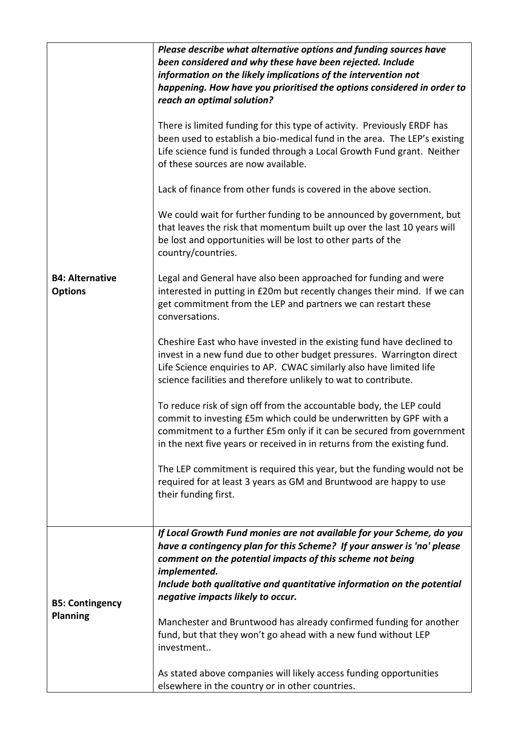| | |
|---|---|
| **B4: Alternative Options** | ***Please describe what alternative options and funding sources have been considered and why these have been rejected. Include information on the likely implications of the intervention not happening. How have you prioritised the options considered in order to reach an optimal solution?***<br><br>There is limited funding for this type of activity. Previously ERDF has been used to establish a bio-medical fund in the area. The LEP's existing Life science fund is funded through a Local Growth Fund grant. Neither of these sources are now available.<br><br>Lack of finance from other funds is covered in the above section.<br><br>We could wait for further funding to be announced by government, but that leaves the risk that momentum built up over the last 10 years will be lost and opportunities will be lost to other parts of the country/countries.<br><br>Legal and General have also been approached for funding and were interested in putting in £20m but recently changes their mind. If we can get commitment from the LEP and partners we can restart these conversations.<br><br>Cheshire East who have invested in the existing fund have declined to invest in a new fund due to other budget pressures. Warrington direct Life Science enquiries to AP. CWAC similarly also have limited life science facilities and therefore unlikely to wat to contribute.<br><br>To reduce risk of sign off from the accountable body, the LEP could commit to investing £5m which could be underwritten by GPF with a commitment to a further £5m only if it can be secured from government in the next five years or received in in returns from the existing fund.<br><br>The LEP commitment is required this year, but the funding would not be required for at least 3 years as GM and Bruntwood are happy to use their funding first. |
| **B5: Contingency Planning** | ***If Local Growth Fund monies are not available for your Scheme, do you have a contingency plan for this Scheme? If your answer is 'no' please comment on the potential impacts of this scheme not being implemented.***<br>***Include both qualitative and quantitative information on the potential negative impacts likely to occur.***<br><br>Manchester and Bruntwood has already confirmed funding for another fund, but that they won't go ahead with a new fund without LEP investment..<br><br>As stated above companies will likely access funding opportunities elsewhere in the country or in other countries. |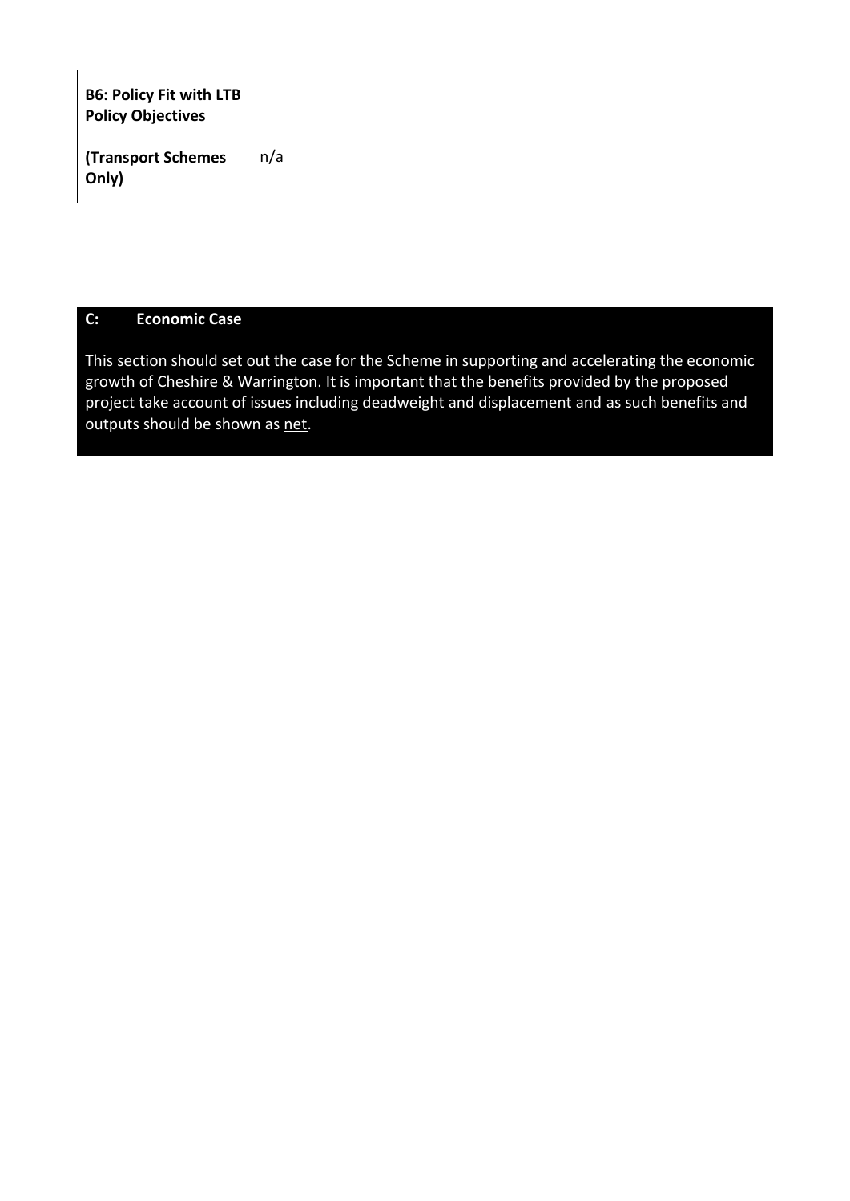| **B6: Policy Fit with LTB Policy Objectives**<br><br>**(Transport Schemes Only)** | n/a |
|---|---|

## C: Economic Case

This section should set out the case for the Scheme in supporting and accelerating the economic growth of Cheshire & Warrington. It is important that the benefits provided by the proposed project take account of issues including deadweight and displacement and as such benefits and outputs should be shown as <u>net</u>.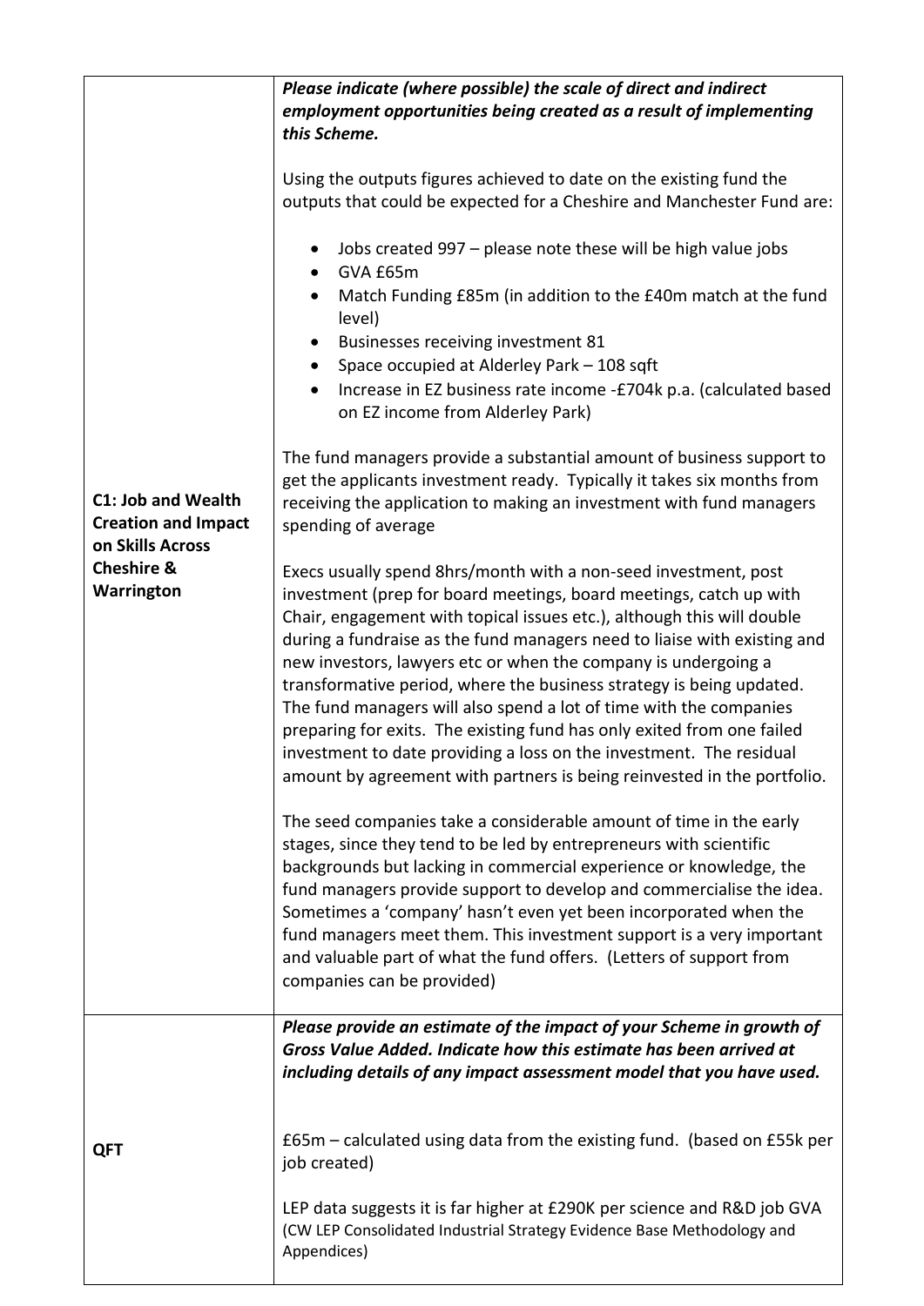| | |
|---|---|
| **C1: Job and Wealth Creation and Impact on Skills Across Cheshire & Warrington** | ***Please indicate (where possible) the scale of direct and indirect employment opportunities being created as a result of implementing this Scheme.***<br><br>Using the outputs figures achieved to date on the existing fund the outputs that could be expected for a Cheshire and Manchester Fund are:<br><br>• Jobs created 997 – please note these will be high value jobs<br>• GVA £65m<br>• Match Funding £85m (in addition to the £40m match at the fund level)<br>• Businesses receiving investment 81<br>• Space occupied at Alderley Park – 108 sqft<br>• Increase in EZ business rate income -£704k p.a. (calculated based on EZ income from Alderley Park)<br><br>The fund managers provide a substantial amount of business support to get the applicants investment ready. Typically it takes six months from receiving the application to making an investment with fund managers spending of average<br><br>Execs usually spend 8hrs/month with a non-seed investment, post investment (prep for board meetings, board meetings, catch up with Chair, engagement with topical issues etc.), although this will double during a fundraise as the fund managers need to liaise with existing and new investors, lawyers etc or when the company is undergoing a transformative period, where the business strategy is being updated. The fund managers will also spend a lot of time with the companies preparing for exits. The existing fund has only exited from one failed investment to date providing a loss on the investment. The residual amount by agreement with partners is being reinvested in the portfolio.<br><br>The seed companies take a considerable amount of time in the early stages, since they tend to be led by entrepreneurs with scientific backgrounds but lacking in commercial experience or knowledge, the fund managers provide support to develop and commercialise the idea. Sometimes a 'company' hasn't even yet been incorporated when the fund managers meet them. This investment support is a very important and valuable part of what the fund offers. (Letters of support from companies can be provided) |
| **QFT** | ***Please provide an estimate of the impact of your Scheme in growth of Gross Value Added. Indicate how this estimate has been arrived at including details of any impact assessment model that you have used.***<br><br>£65m – calculated using data from the existing fund. (based on £55k per job created)<br><br>LEP data suggests it is far higher at £290K per science and R&D job GVA (CW LEP Consolidated Industrial Strategy Evidence Base Methodology and Appendices) |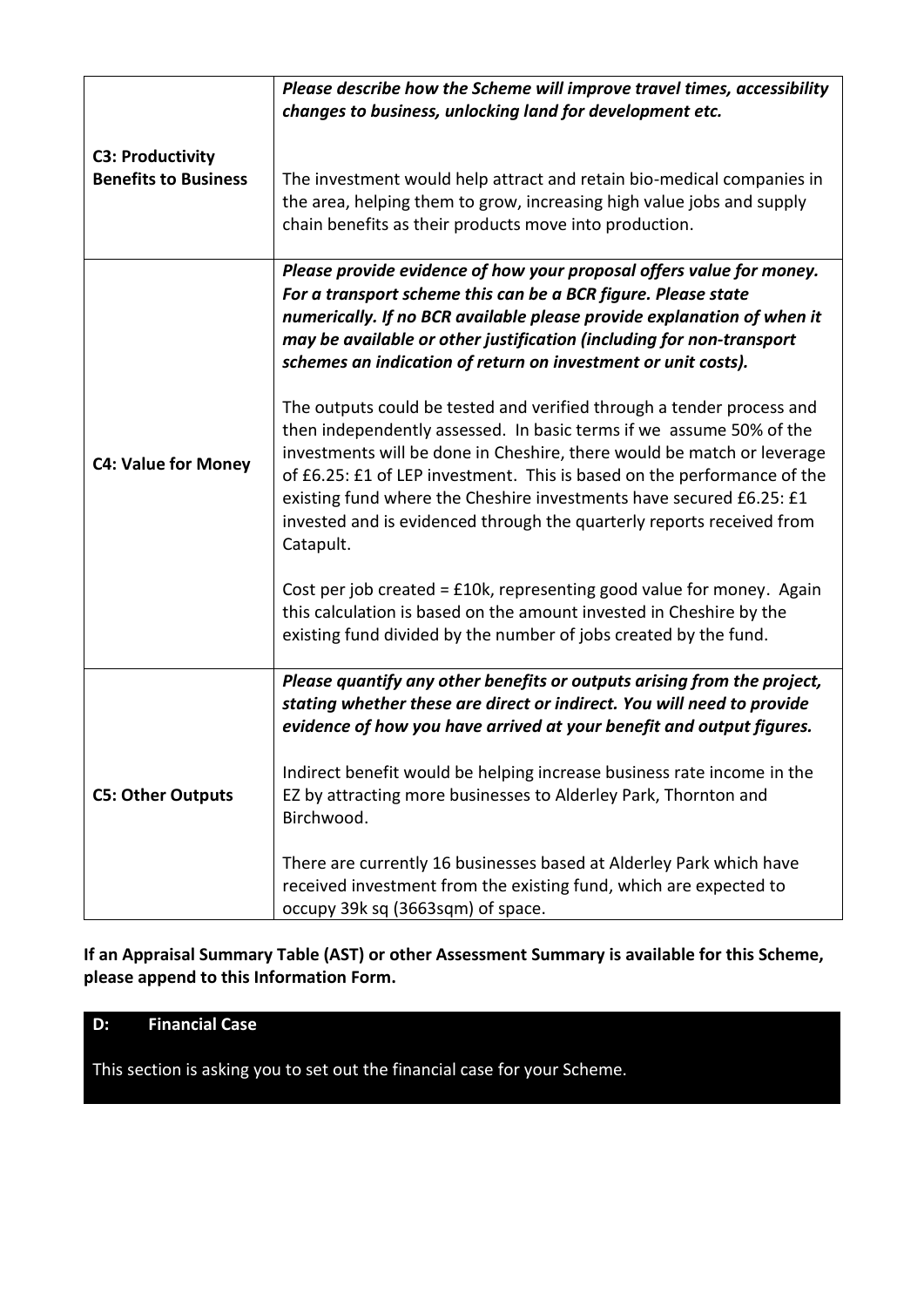| | |
|---|---|
| **C3: Productivity Benefits to Business** | ***Please describe how the Scheme will improve travel times, accessibility changes to business, unlocking land for development etc.***<br><br>The investment would help attract and retain bio-medical companies in the area, helping them to grow, increasing high value jobs and supply chain benefits as their products move into production. |
| **C4: Value for Money** | ***Please provide evidence of how your proposal offers value for money. For a transport scheme this can be a BCR figure. Please state numerically. If no BCR available please provide explanation of when it may be available or other justification (including for non-transport schemes an indication of return on investment or unit costs).***<br><br>The outputs could be tested and verified through a tender process and then independently assessed. In basic terms if we assume 50% of the investments will be done in Cheshire, there would be match or leverage of £6.25: £1 of LEP investment. This is based on the performance of the existing fund where the Cheshire investments have secured £6.25: £1 invested and is evidenced through the quarterly reports received from Catapult.<br><br>Cost per job created = £10k, representing good value for money. Again this calculation is based on the amount invested in Cheshire by the existing fund divided by the number of jobs created by the fund. |
| **C5: Other Outputs** | ***Please quantify any other benefits or outputs arising from the project, stating whether these are direct or indirect. You will need to provide evidence of how you have arrived at your benefit and output figures.***<br><br>Indirect benefit would be helping increase business rate income in the EZ by attracting more businesses to Alderley Park, Thornton and Birchwood.<br><br>There are currently 16 businesses based at Alderley Park which have received investment from the existing fund, which are expected to occupy 39k sq (3663sqm) of space. |

**If an Appraisal Summary Table (AST) or other Assessment Summary is available for this Scheme, please append to this Information Form.**

## D: Financial Case

This section is asking you to set out the financial case for your Scheme.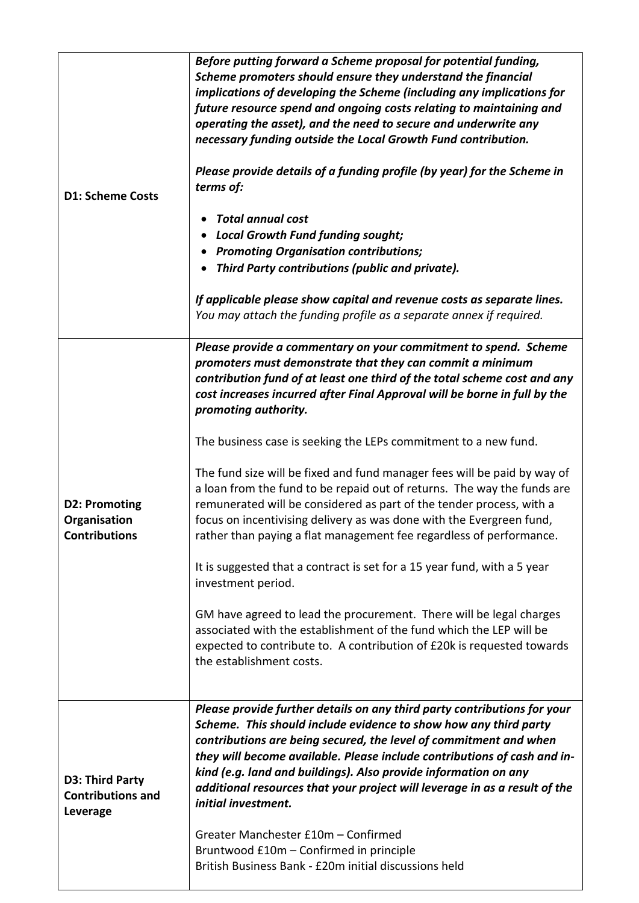| | |
|---|---|
| **D1: Scheme Costs** | ***Before putting forward a Scheme proposal for potential funding, Scheme promoters should ensure they understand the financial implications of developing the Scheme (including any implications for future resource spend and ongoing costs relating to maintaining and operating the asset), and the need to secure and underwrite any necessary funding outside the Local Growth Fund contribution.***<br><br>***Please provide details of a funding profile (by year) for the Scheme in terms of:***<br><br>• ***Total annual cost***<br>• ***Local Growth Fund funding sought;***<br>• ***Promoting Organisation contributions;***<br>• ***Third Party contributions (public and private).***<br><br>***If applicable please show capital and revenue costs as separate lines.*** *You may attach the funding profile as a separate annex if required.* |
| **D2: Promoting Organisation Contributions** | ***Please provide a commentary on your commitment to spend. Scheme promoters must demonstrate that they can commit a minimum contribution fund of at least one third of the total scheme cost and any cost increases incurred after Final Approval will be borne in full by the promoting authority.***<br><br>The business case is seeking the LEPs commitment to a new fund.<br><br>The fund size will be fixed and fund manager fees will be paid by way of a loan from the fund to be repaid out of returns. The way the funds are remunerated will be considered as part of the tender process, with a focus on incentivising delivery as was done with the Evergreen fund, rather than paying a flat management fee regardless of performance.<br><br>It is suggested that a contract is set for a 15 year fund, with a 5 year investment period.<br><br>GM have agreed to lead the procurement. There will be legal charges associated with the establishment of the fund which the LEP will be expected to contribute to. A contribution of £20k is requested towards the establishment costs. |
| **D3: Third Party Contributions and Leverage** | ***Please provide further details on any third party contributions for your Scheme. This should include evidence to show how any third party contributions are being secured, the level of commitment and when they will become available. Please include contributions of cash and in-kind (e.g. land and buildings). Also provide information on any additional resources that your project will leverage in as a result of the initial investment.***<br><br>Greater Manchester £10m – Confirmed<br>Bruntwood £10m – Confirmed in principle<br>British Business Bank - £20m initial discussions held |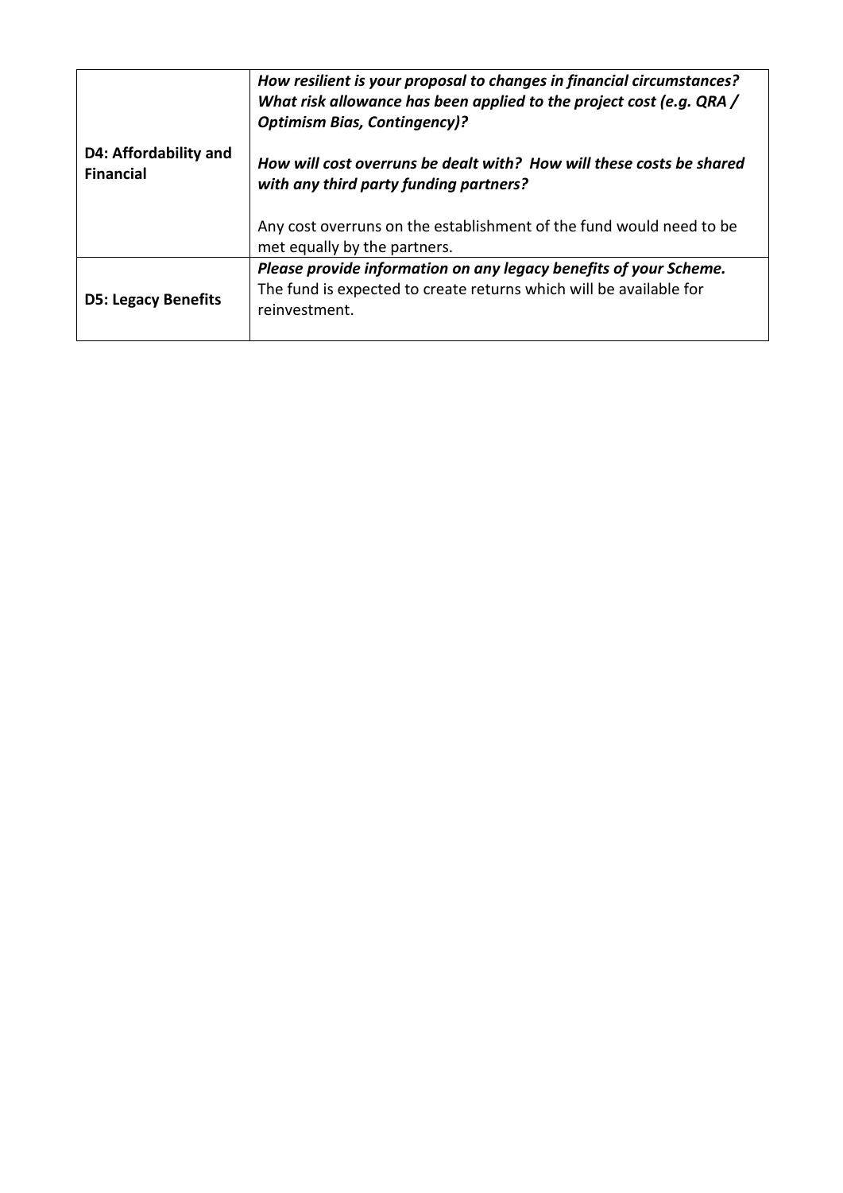| | |
|---|---|
| **D4: Affordability and Financial** | ***How resilient is your proposal to changes in financial circumstances? What risk allowance has been applied to the project cost (e.g. QRA / Optimism Bias, Contingency)?***<br><br>***How will cost overruns be dealt with? How will these costs be shared with any third party funding partners?***<br><br>Any cost overruns on the establishment of the fund would need to be met equally by the partners. |
| **D5: Legacy Benefits** | ***Please provide information on any legacy benefits of your Scheme.***<br>The fund is expected to create returns which will be available for reinvestment. |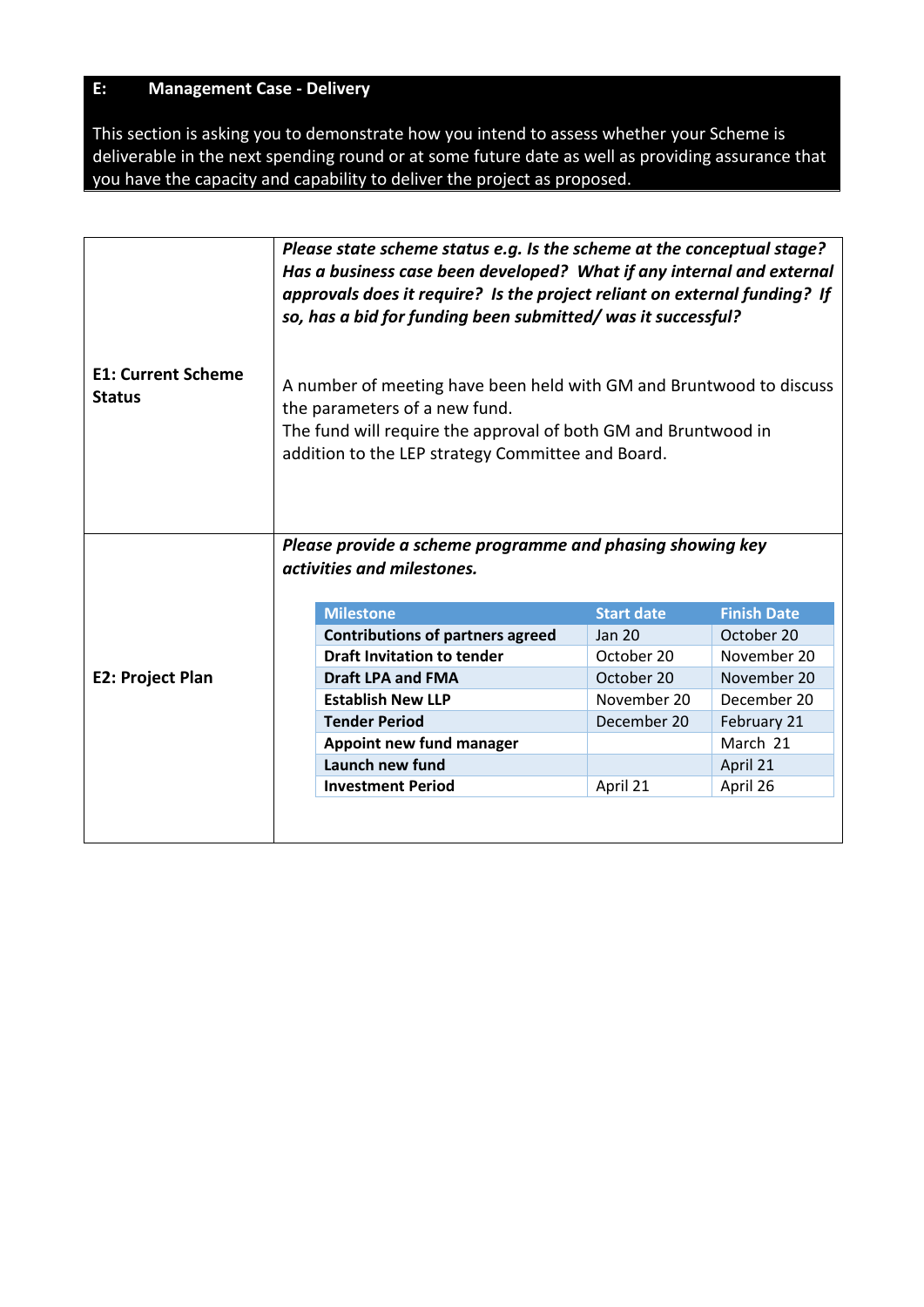## E: Management Case - Delivery

This section is asking you to demonstrate how you intend to assess whether your Scheme is deliverable in the next spending round or at some future date as well as providing assurance that you have the capacity and capability to deliver the project as proposed.

### E1: Current Scheme Status

***Please state scheme status e.g. Is the scheme at the conceptual stage? Has a business case been developed? What if any internal and external approvals does it require? Is the project reliant on external funding? If so, has a bid for funding been submitted/ was it successful?***

A number of meeting have been held with GM and Bruntwood to discuss the parameters of a new fund.
The fund will require the approval of both GM and Bruntwood in addition to the LEP strategy Committee and Board.

### E2: Project Plan

***Please provide a scheme programme and phasing showing key activities and milestones.***

| Milestone | Start date | Finish Date |
|---|---|---|
| **Contributions of partners agreed** | Jan 20 | October 20 |
| **Draft Invitation to tender** | October 20 | November 20 |
| **Draft LPA and FMA** | October 20 | November 20 |
| **Establish New LLP** | November 20 | December 20 |
| **Tender Period** | December 20 | February 21 |
| **Appoint new fund manager** | | March 21 |
| **Launch new fund** | | April 21 |
| **Investment Period** | April 21 | April 26 |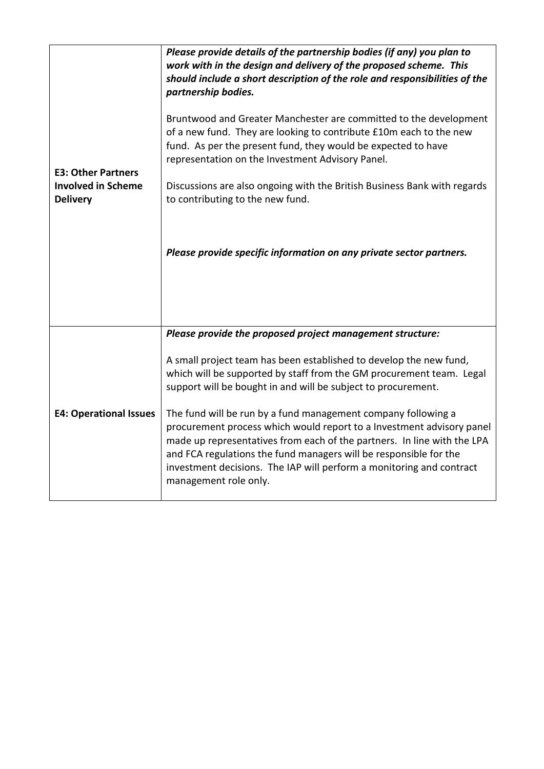| | |
|---|---|
| **E3: Other Partners Involved in Scheme Delivery** | ***Please provide details of the partnership bodies (if any) you plan to work with in the design and delivery of the proposed scheme. This should include a short description of the role and responsibilities of the partnership bodies.***<br><br>Bruntwood and Greater Manchester are committed to the development of a new fund. They are looking to contribute £10m each to the new fund. As per the present fund, they would be expected to have representation on the Investment Advisory Panel.<br><br>Discussions are also ongoing with the British Business Bank with regards to contributing to the new fund.<br><br>***Please provide specific information on any private sector partners.*** |
| **E4: Operational Issues** | ***Please provide the proposed project management structure:***<br><br>A small project team has been established to develop the new fund, which will be supported by staff from the GM procurement team. Legal support will be bought in and will be subject to procurement.<br><br>The fund will be run by a fund management company following a procurement process which would report to a Investment advisory panel made up representatives from each of the partners. In line with the LPA and FCA regulations the fund managers will be responsible for the investment decisions. The IAP will perform a monitoring and contract management role only. |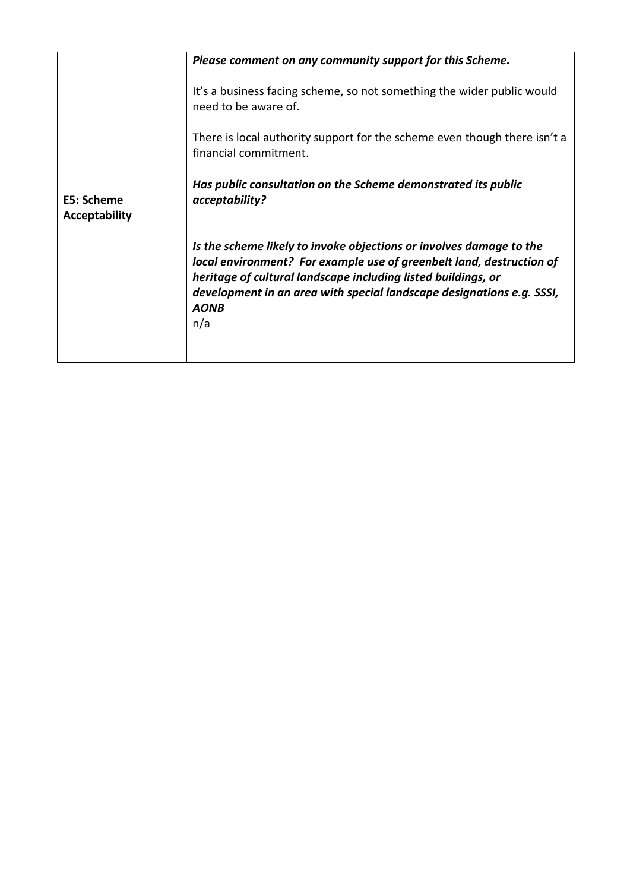| | |
|---|---|
| **E5: Scheme Acceptability** | ***Please comment on any community support for this Scheme.***<br><br>It's a business facing scheme, so not something the wider public would need to be aware of.<br><br>There is local authority support for the scheme even though there isn't a financial commitment.<br><br>***Has public consultation on the Scheme demonstrated its public acceptability?***<br><br>***Is the scheme likely to invoke objections or involves damage to the local environment? For example use of greenbelt land, destruction of heritage of cultural landscape including listed buildings, or development in an area with special landscape designations e.g. SSSI, AONB***<br>n/a |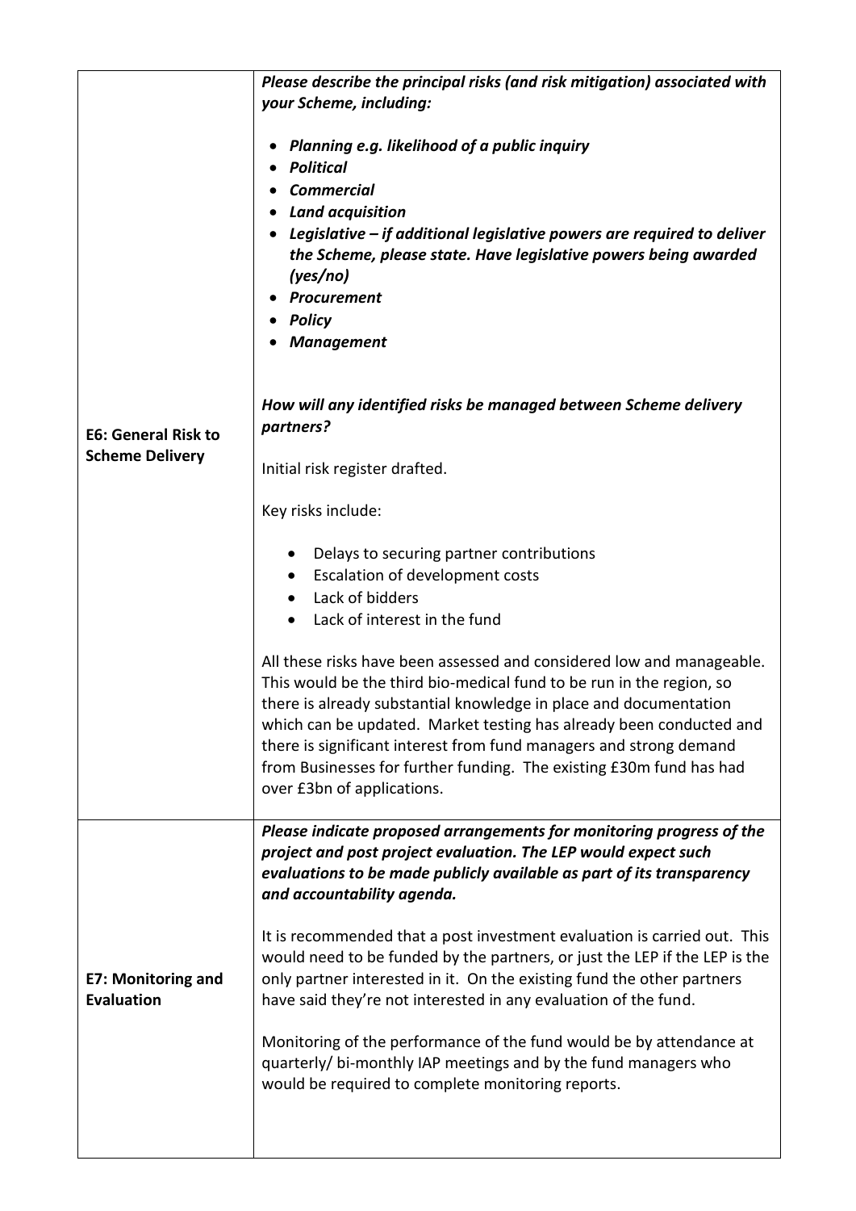| | |
|---|---|
| **E6: General Risk to Scheme Delivery** | ***Please describe the principal risks (and risk mitigation) associated with your Scheme, including:***<br><br>• ***Planning e.g. likelihood of a public inquiry***<br>• ***Political***<br>• ***Commercial***<br>• ***Land acquisition***<br>• ***Legislative – if additional legislative powers are required to deliver the Scheme, please state. Have legislative powers being awarded (yes/no)***<br>• ***Procurement***<br>• ***Policy***<br>• ***Management***<br><br>***How will any identified risks be managed between Scheme delivery partners?***<br><br>Initial risk register drafted.<br><br>Key risks include:<br><br>• Delays to securing partner contributions<br>• Escalation of development costs<br>• Lack of bidders<br>• Lack of interest in the fund<br><br>All these risks have been assessed and considered low and manageable. This would be the third bio-medical fund to be run in the region, so there is already substantial knowledge in place and documentation which can be updated. Market testing has already been conducted and there is significant interest from fund managers and strong demand from Businesses for further funding. The existing £30m fund has had over £3bn of applications. |
| **E7: Monitoring and Evaluation** | ***Please indicate proposed arrangements for monitoring progress of the project and post project evaluation. The LEP would expect such evaluations to be made publicly available as part of its transparency and accountability agenda.***<br><br>It is recommended that a post investment evaluation is carried out. This would need to be funded by the partners, or just the LEP if the LEP is the only partner interested in it. On the existing fund the other partners have said they're not interested in any evaluation of the fund.<br><br>Monitoring of the performance of the fund would be by attendance at quarterly/ bi-monthly IAP meetings and by the fund managers who would be required to complete monitoring reports. |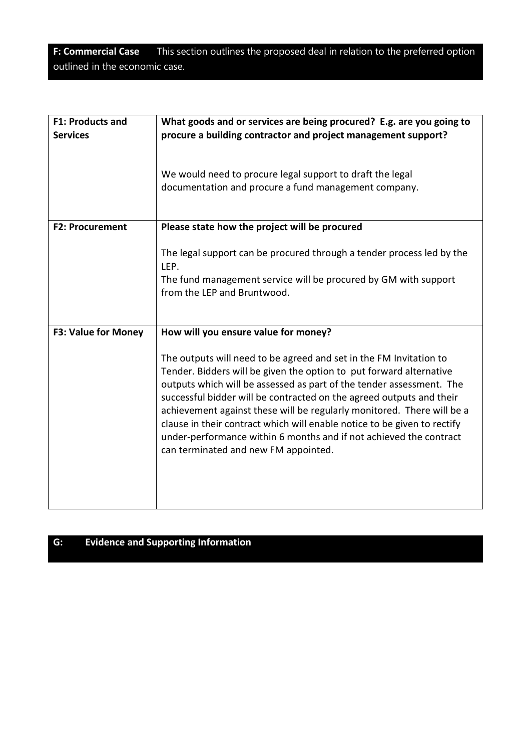**F: Commercial Case** This section outlines the proposed deal in relation to the preferred option outlined in the economic case.

| | |
|---|---|
| **F1: Products and Services** | **What goods and or services are being procured? E.g. are you going to procure a building contractor and project management support?**<br><br>We would need to procure legal support to draft the legal documentation and procure a fund management company. |
| **F2: Procurement** | **Please state how the project will be procured**<br><br>The legal support can be procured through a tender process led by the LEP.<br>The fund management service will be procured by GM with support from the LEP and Bruntwood. |
| **F3: Value for Money** | **How will you ensure value for money?**<br><br>The outputs will need to be agreed and set in the FM Invitation to Tender. Bidders will be given the option to put forward alternative outputs which will be assessed as part of the tender assessment. The successful bidder will be contracted on the agreed outputs and their achievement against these will be regularly monitored. There will be a clause in their contract which will enable notice to be given to rectify under-performance within 6 months and if not achieved the contract can terminated and new FM appointed. |

**G: Evidence and Supporting Information**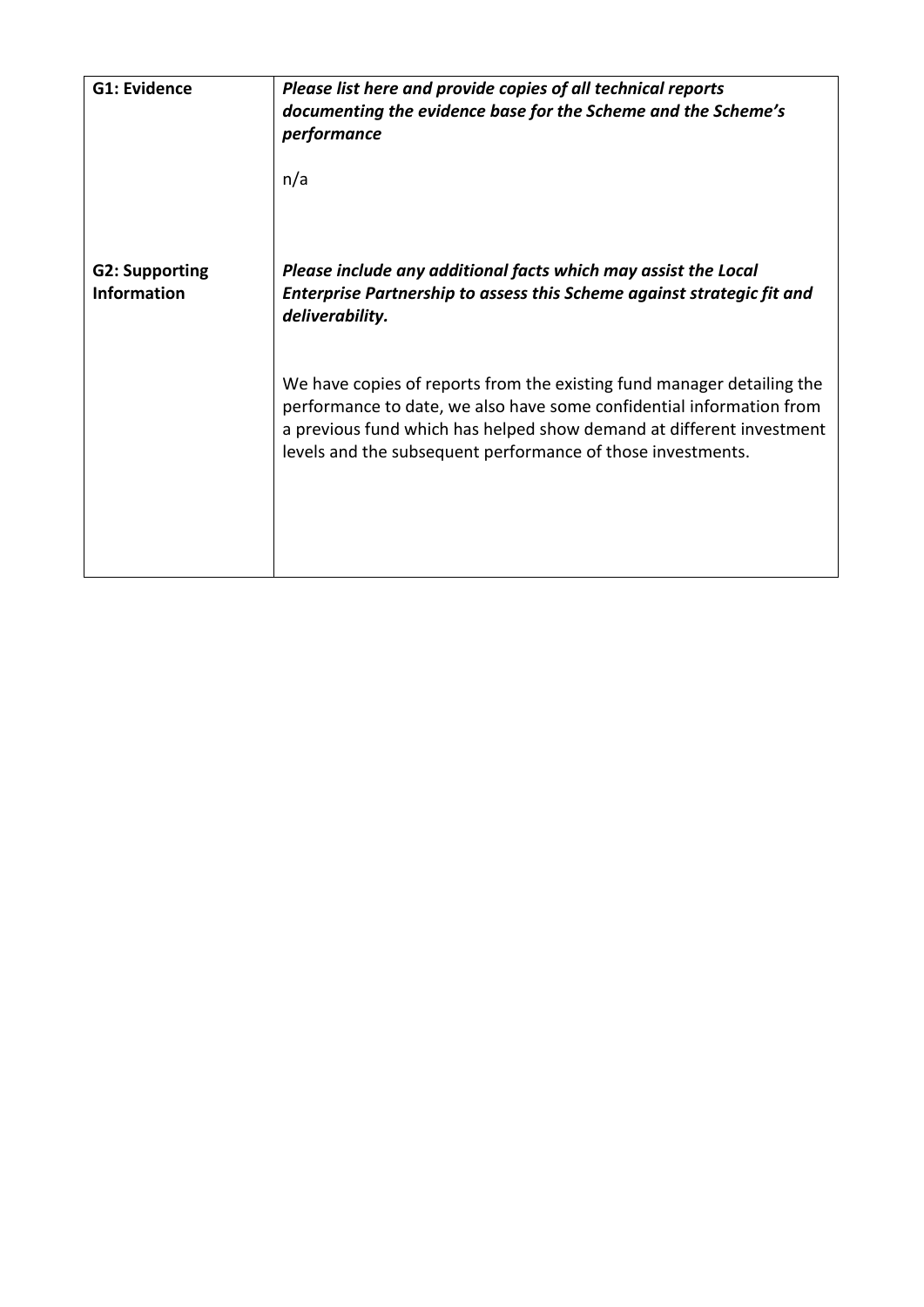| | |
|---|---|
| **G1: Evidence** | ***Please list here and provide copies of all technical reports documenting the evidence base for the Scheme and the Scheme's performance***<br><br>n/a |
| **G2: Supporting Information** | ***Please include any additional facts which may assist the Local Enterprise Partnership to assess this Scheme against strategic fit and deliverability.***<br><br>We have copies of reports from the existing fund manager detailing the performance to date, we also have some confidential information from a previous fund which has helped show demand at different investment levels and the subsequent performance of those investments. |